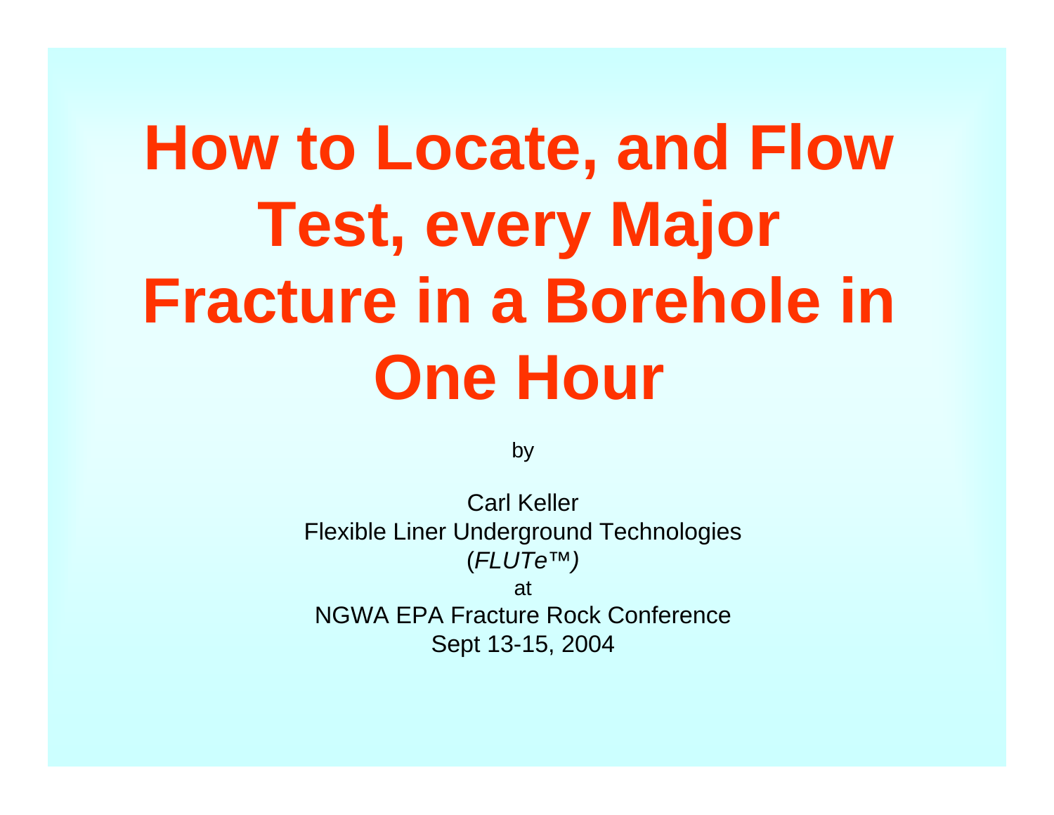# How to Locate, and Flow Test, every Major Fracture in a Borehole in One Hour

by

Carl Keller
Flexible Liner Underground Technologies
(*FLUTe™)*
at
NGWA EPA Fracture Rock Conference
Sept 13-15, 2004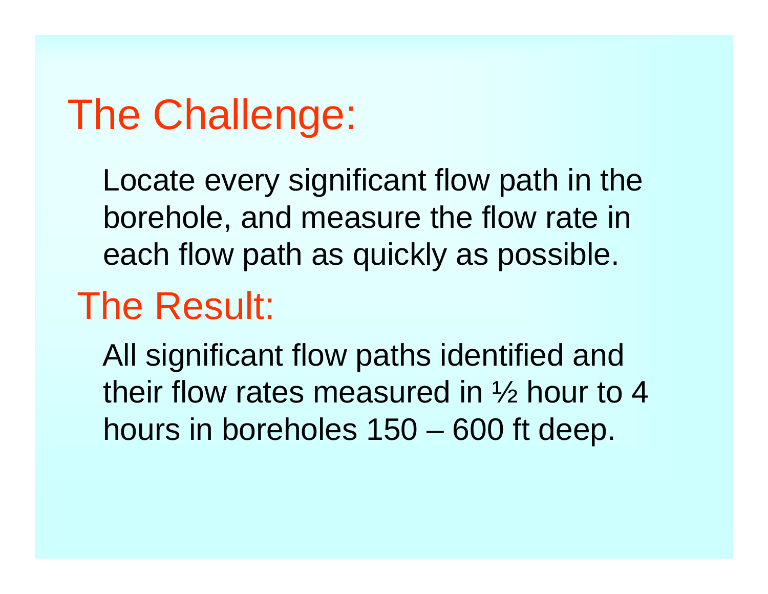## The Challenge:

Locate every significant flow path in the borehole, and measure the flow rate in each flow path as quickly as possible.

## The Result:

All significant flow paths identified and their flow rates measured in ½ hour to 4 hours in boreholes 150 – 600 ft deep.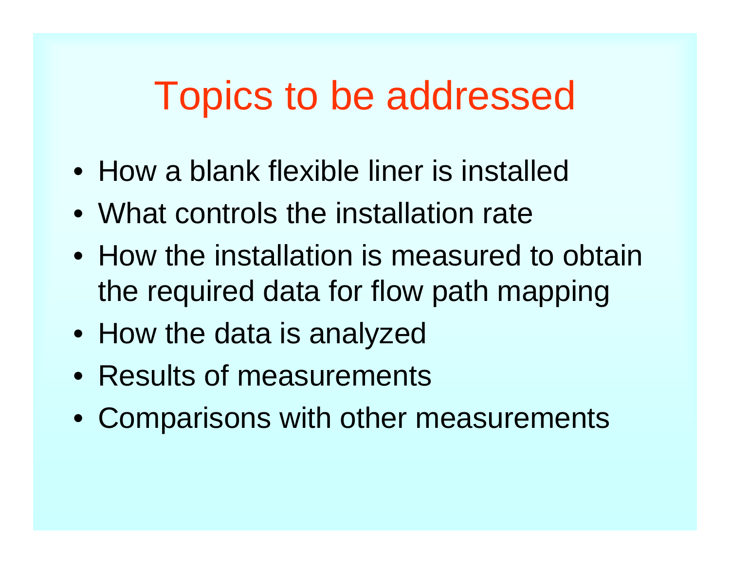# Topics to be addressed

- How a blank flexible liner is installed
- What controls the installation rate
- How the installation is measured to obtain the required data for flow path mapping
- How the data is analyzed
- Results of measurements
- Comparisons with other measurements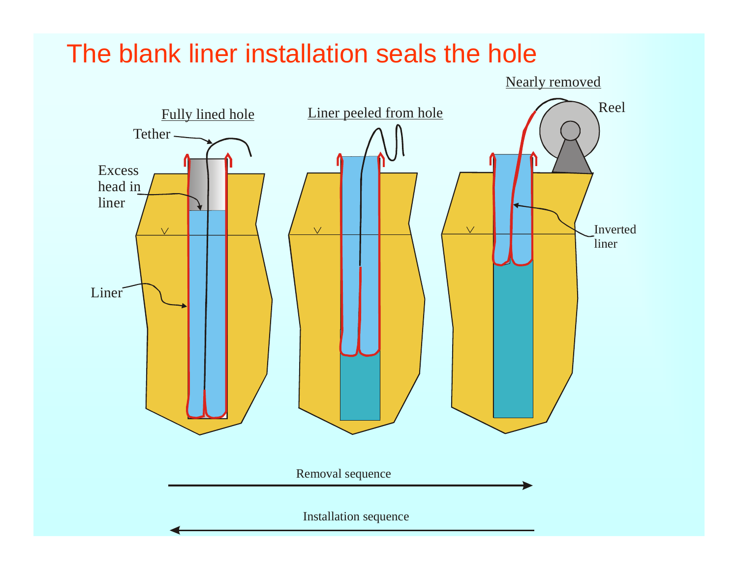# The blank liner installation seals the hole

Fully lined hole

Tether

Excess head in liner

Liner

Liner peeled from hole

Nearly removed

Reel

Inverted liner

Removal sequence →

← Installation sequence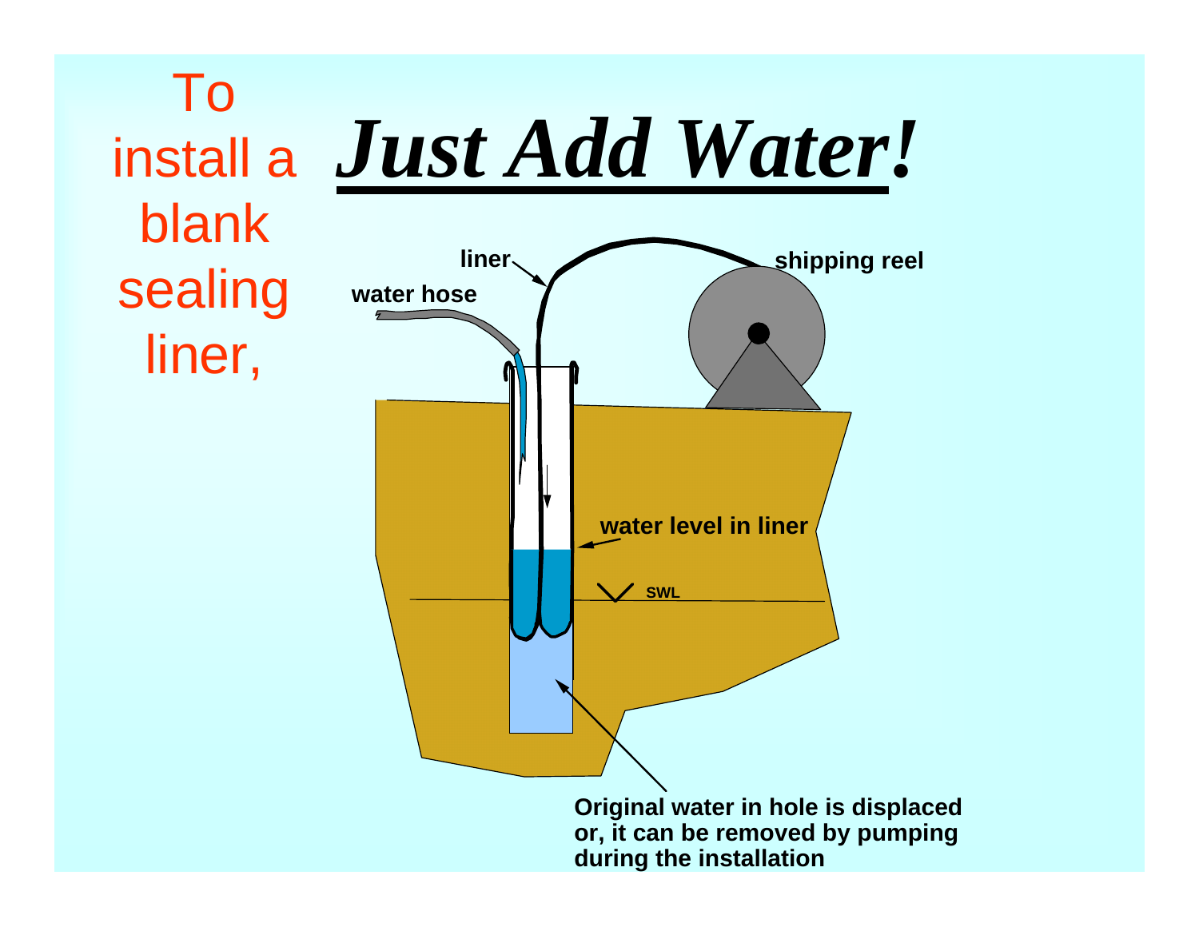To install a blank sealing liner,

# ***Just Add Water!***

liner

water hose

shipping reel

water level in liner

SWL

**Original water in hole is displaced or, it can be removed by pumping during the installation**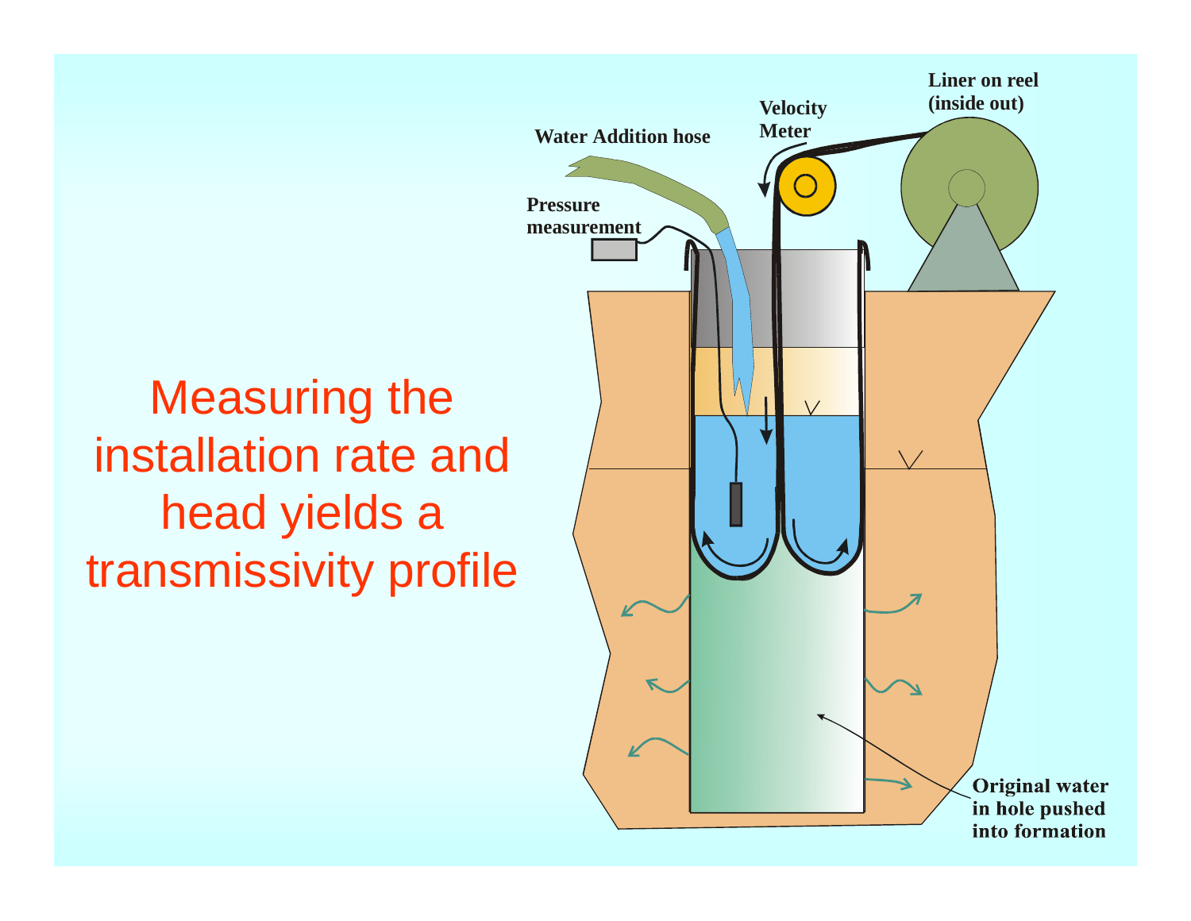# Measuring the installation rate and head yields a transmissivity profile

Water Addition hose

Velocity Meter

Liner on reel (inside out)

Pressure measurement

Original water in hole pushed into formation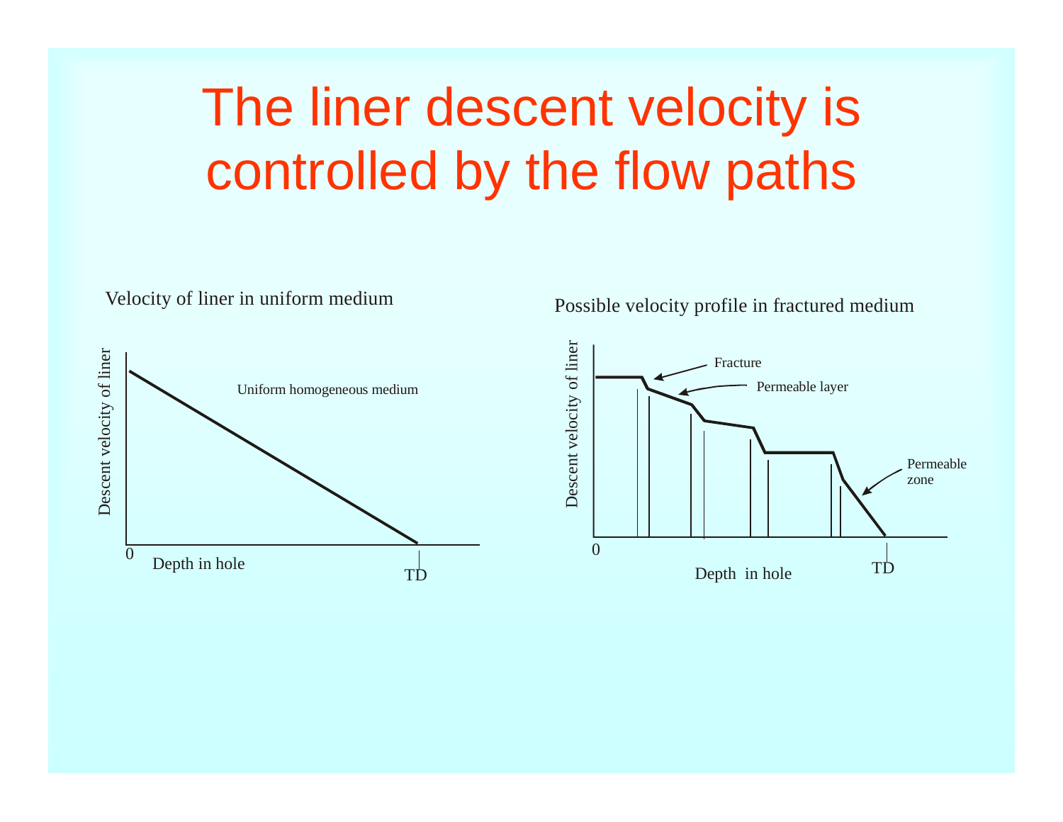# The liner descent velocity is controlled by the flow paths

Velocity of liner in uniform medium

Descent velocity of liner

Uniform homogeneous medium

0

Depth in hole

TD

Possible velocity profile in fractured medium

Descent velocity of liner

Fracture

Permeable layer

Permeable zone

0

Depth in hole

TD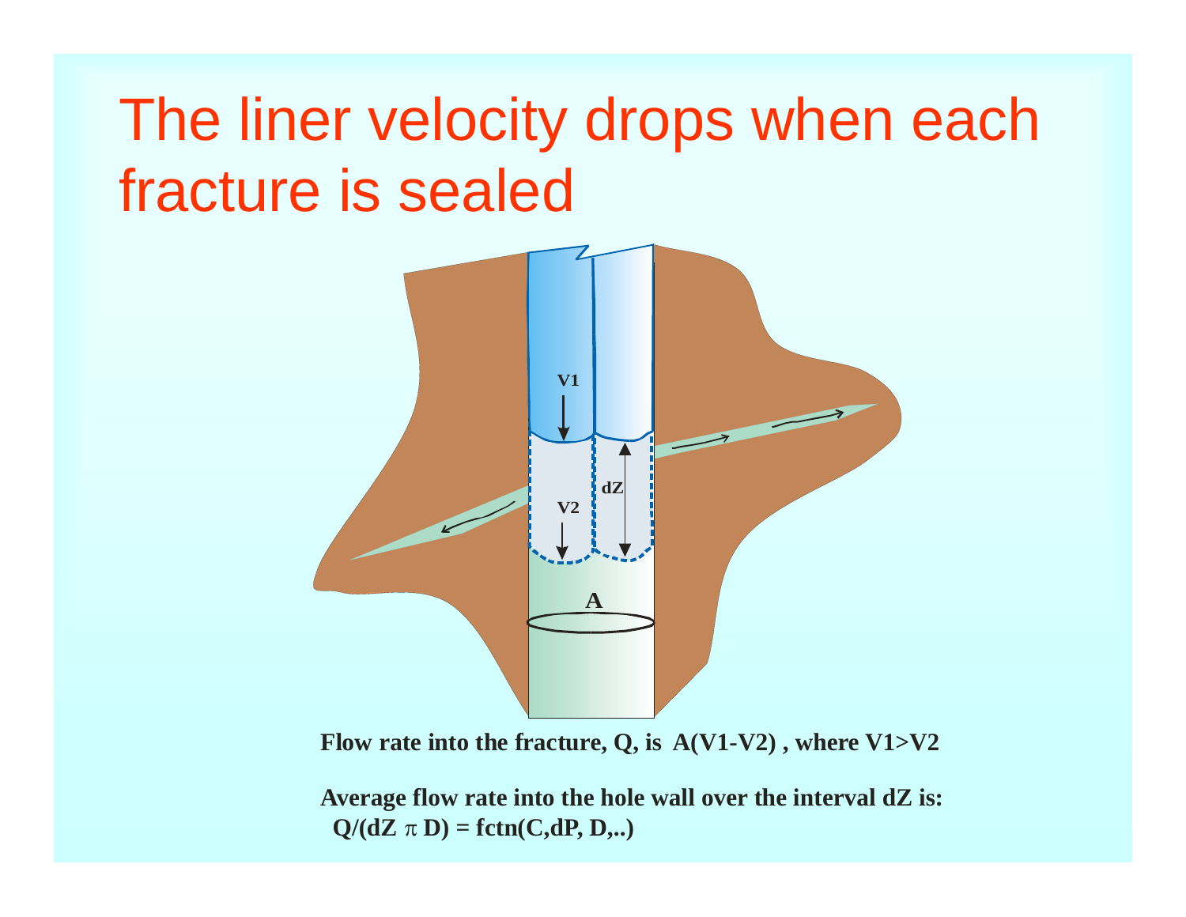# The liner velocity drops when each fracture is sealed

**Flow rate into the fracture, Q, is A(V1-V2) , where V1>V2**

**Average flow rate into the hole wall over the interval dZ is:**
**$Q/(dZ\ \pi\ D) = fctn(C, dP, D, ..)$**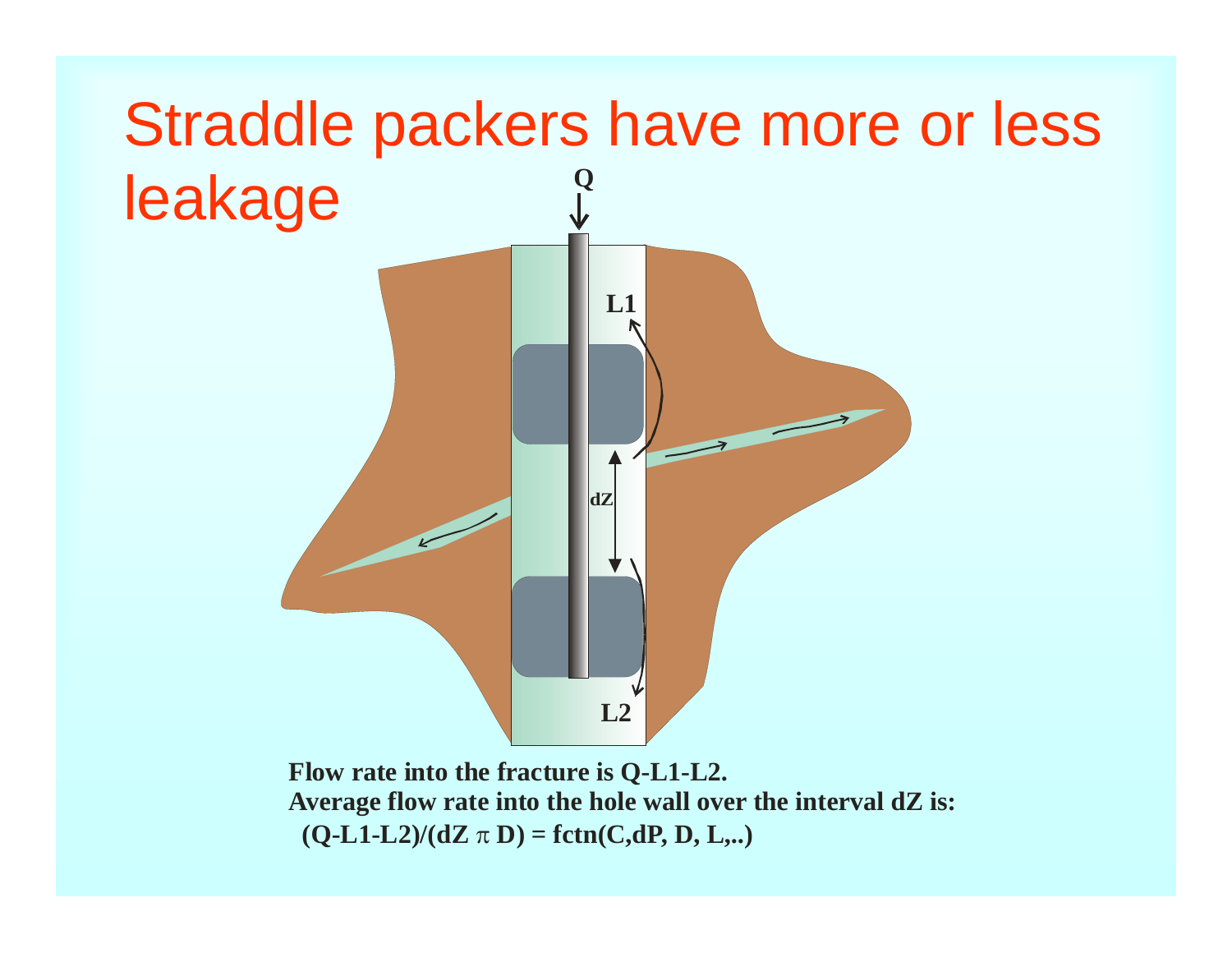# Straddle packers have more or less leakage

Q

L1

dZ

L2

**Flow rate into the fracture is Q-L1-L2.**

**Average flow rate into the hole wall over the interval dZ is:**

**(Q-L1-L2)/(dZ $\pi$ D) = fctn(C,dP, D, L,..)**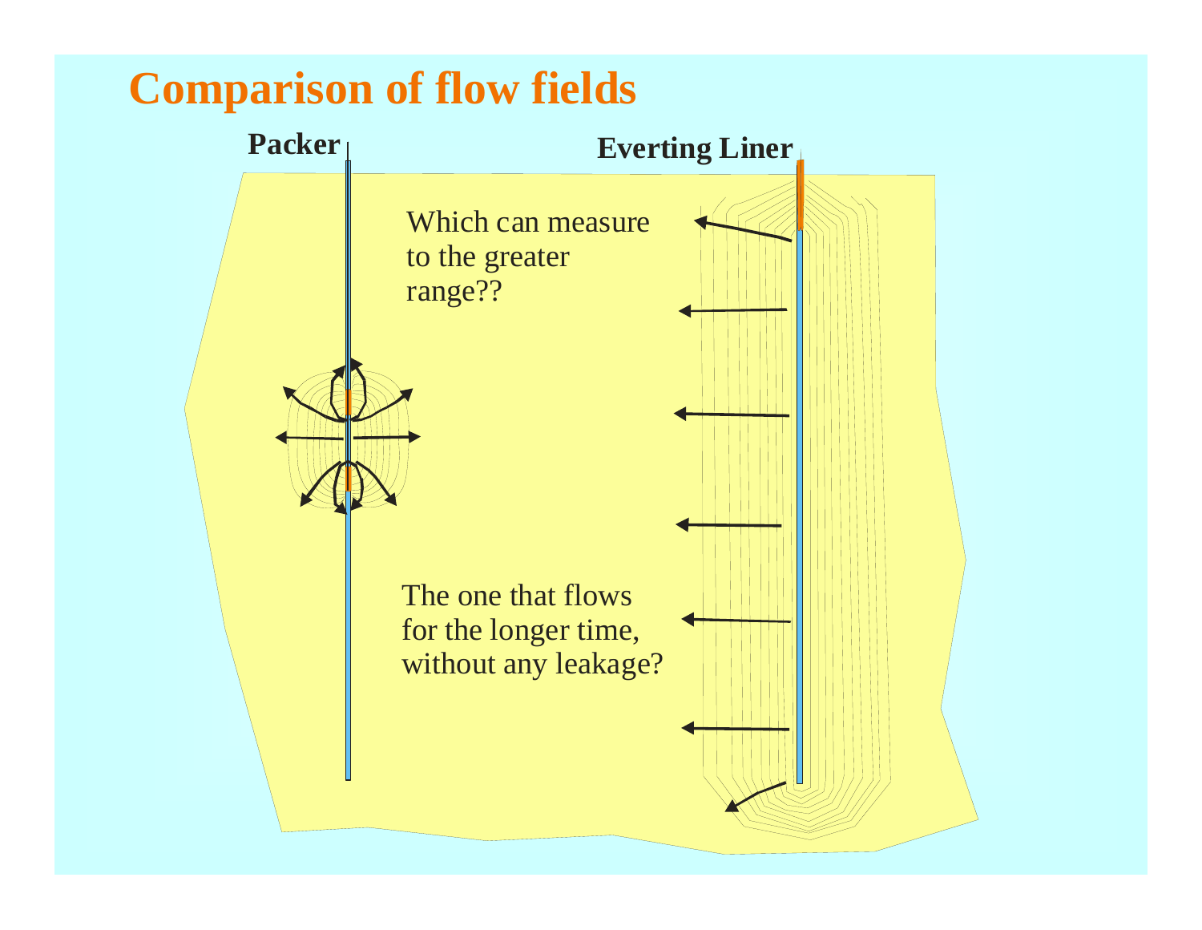# Comparison of flow fields

**Packer**

**Everting Liner**

Which can measure to the greater range??

The one that flows for the longer time, without any leakage?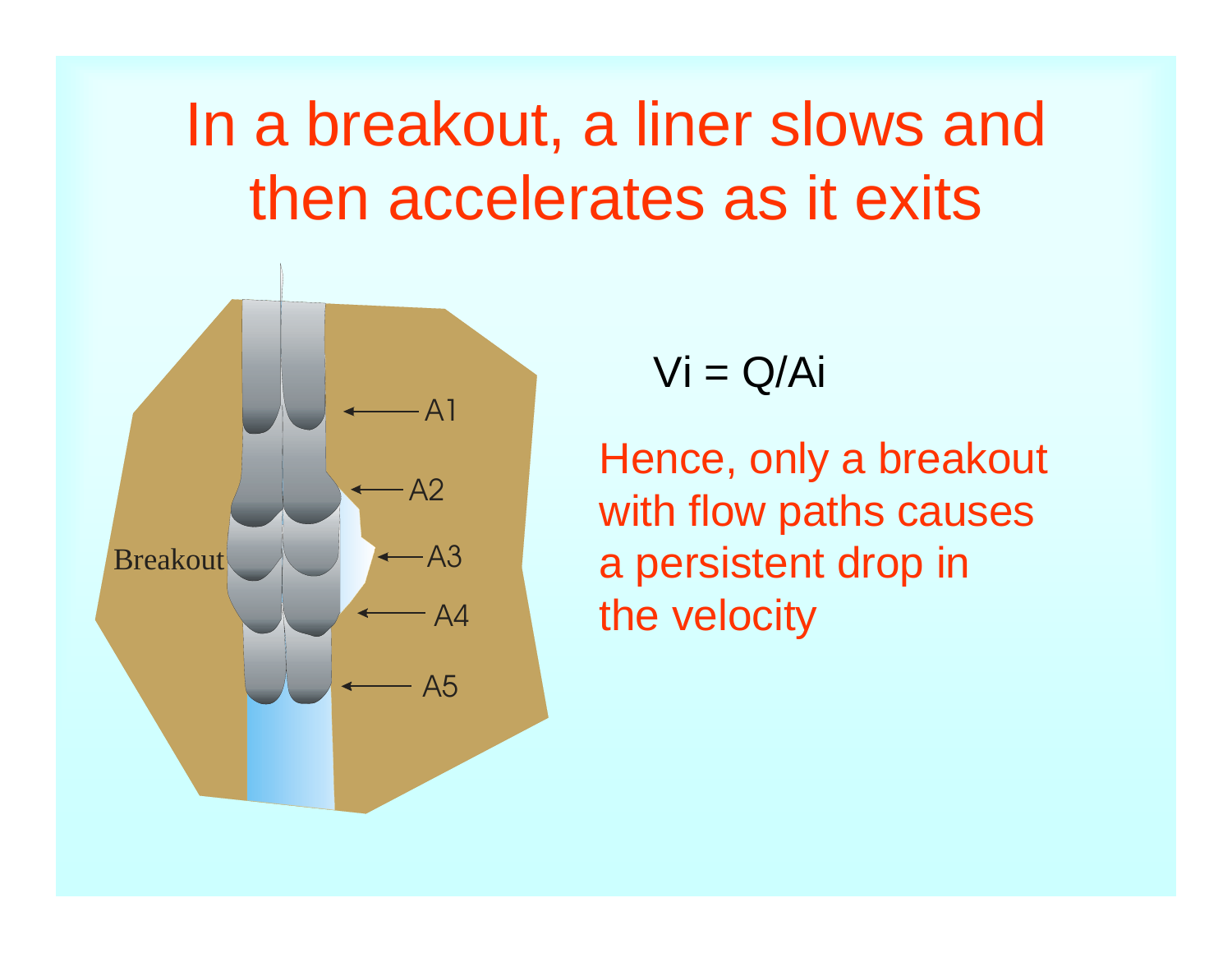# In a breakout, a liner slows and then accelerates as it exits

Breakout

A1

A2

A3

A4

A5

$V_i = Q/A_i$

Hence, only a breakout with flow paths causes a persistent drop in the velocity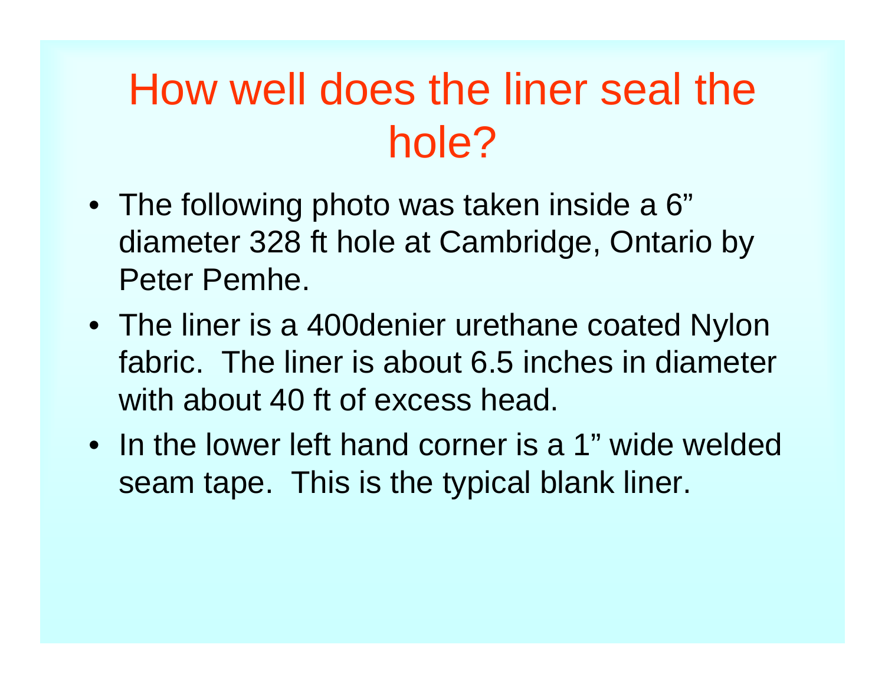# How well does the liner seal the hole?

- The following photo was taken inside a 6" diameter 328 ft hole at Cambridge, Ontario by Peter Pemhe.
- The liner is a 400denier urethane coated Nylon fabric. The liner is about 6.5 inches in diameter with about 40 ft of excess head.
- In the lower left hand corner is a 1" wide welded seam tape. This is the typical blank liner.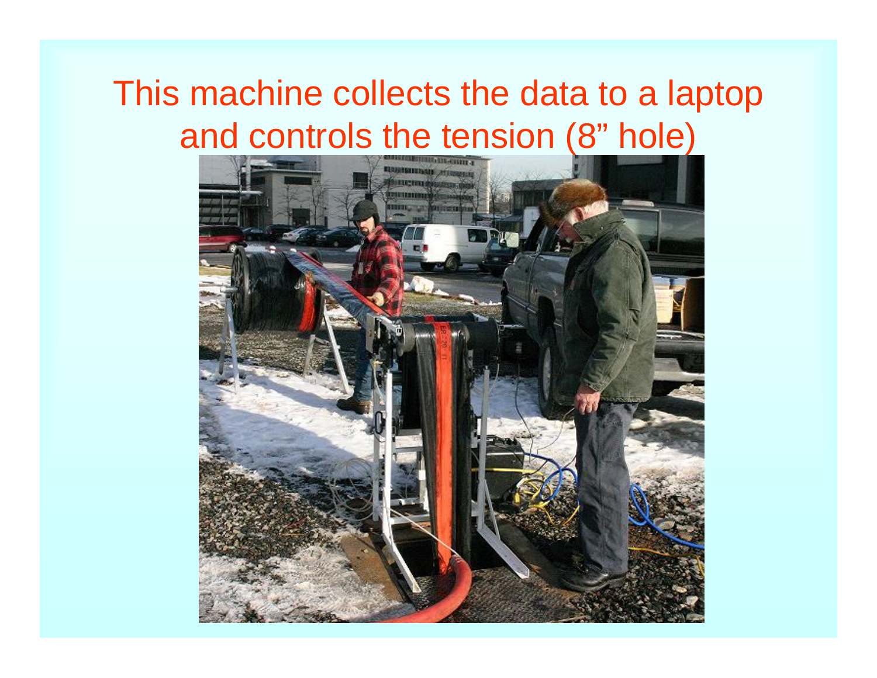# This machine collects the data to a laptop and controls the tension (8” hole)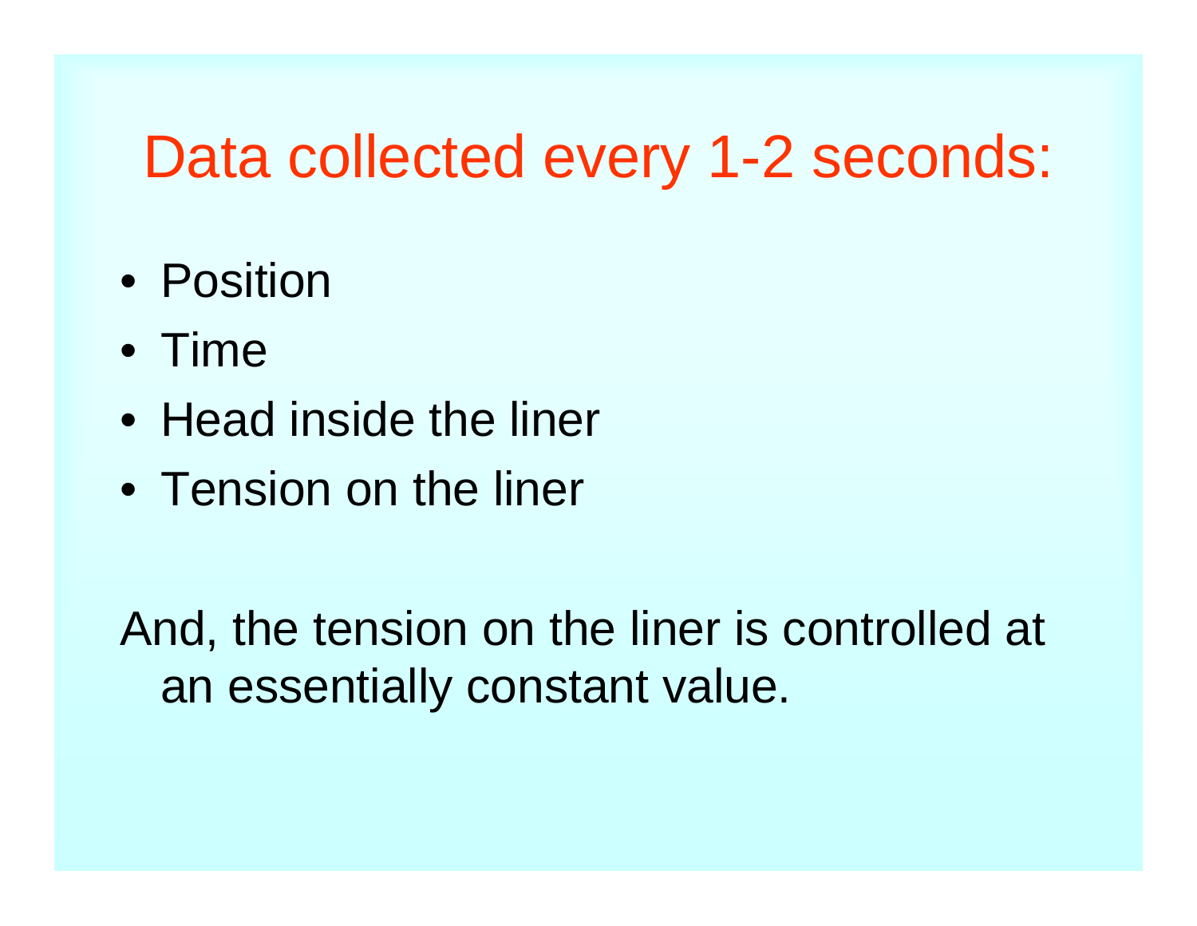# Data collected every 1-2 seconds:

- Position
- Time
- Head inside the liner
- Tension on the liner

And, the tension on the liner is controlled at an essentially constant value.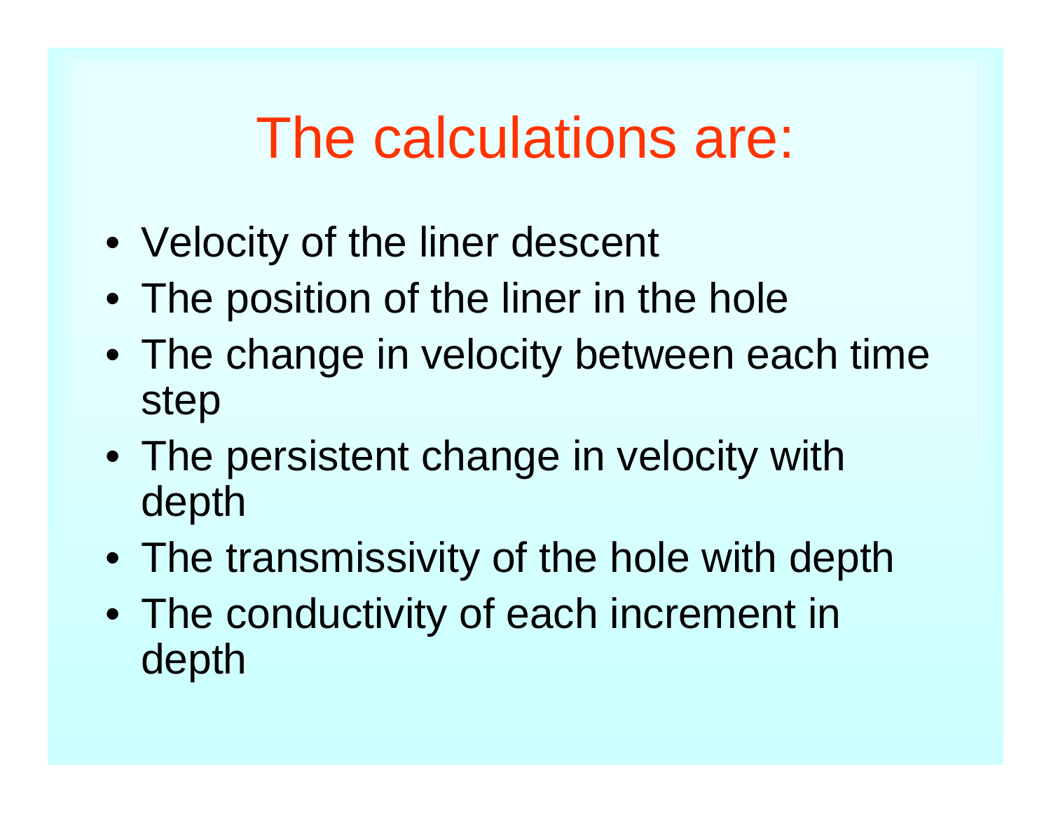# The calculations are:

- Velocity of the liner descent
- The position of the liner in the hole
- The change in velocity between each time step
- The persistent change in velocity with depth
- The transmissivity of the hole with depth
- The conductivity of each increment in depth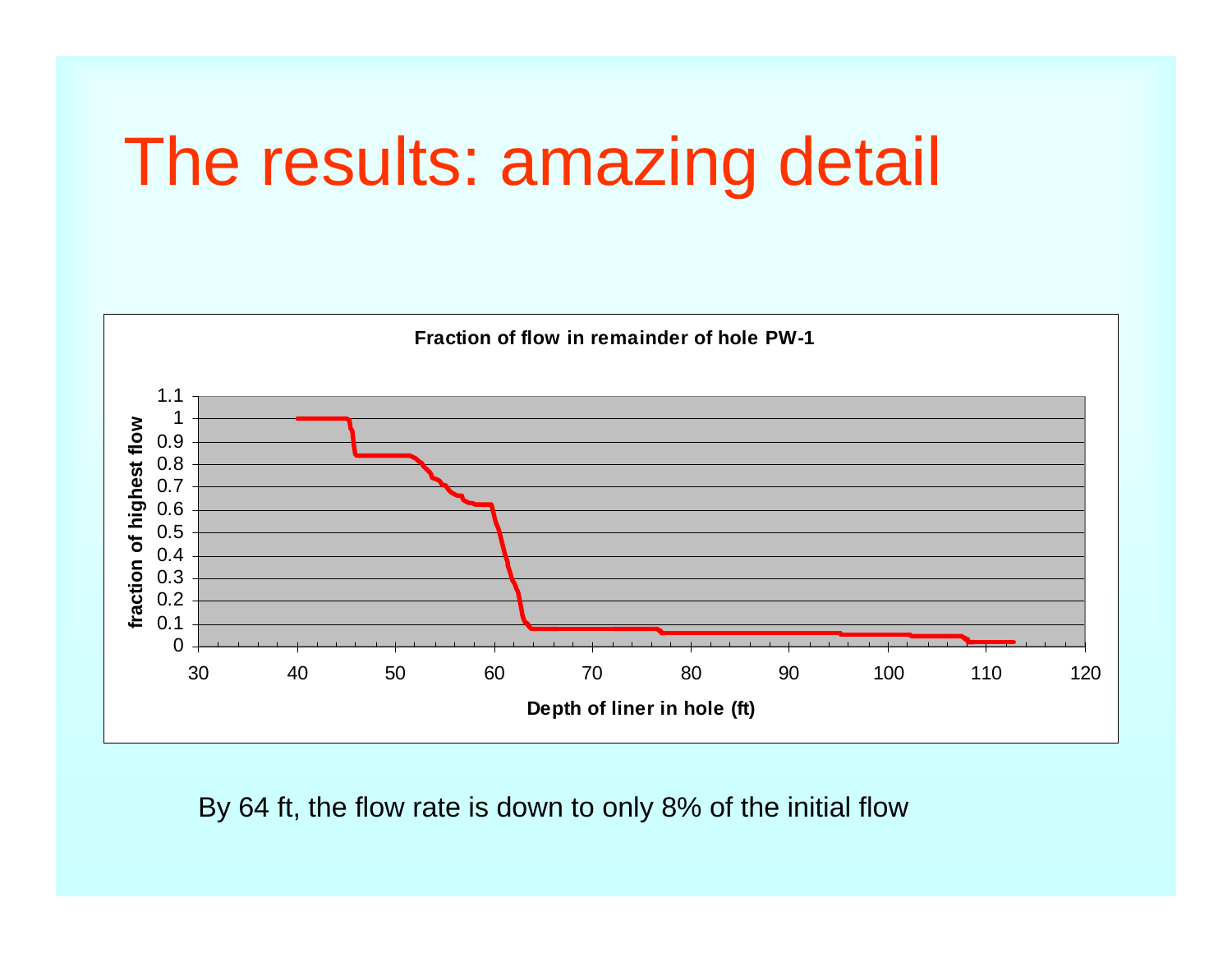# The results: amazing detail

**Fraction of flow in remainder of hole PW-1**

By 64 ft, the flow rate is down to only 8% of the initial flow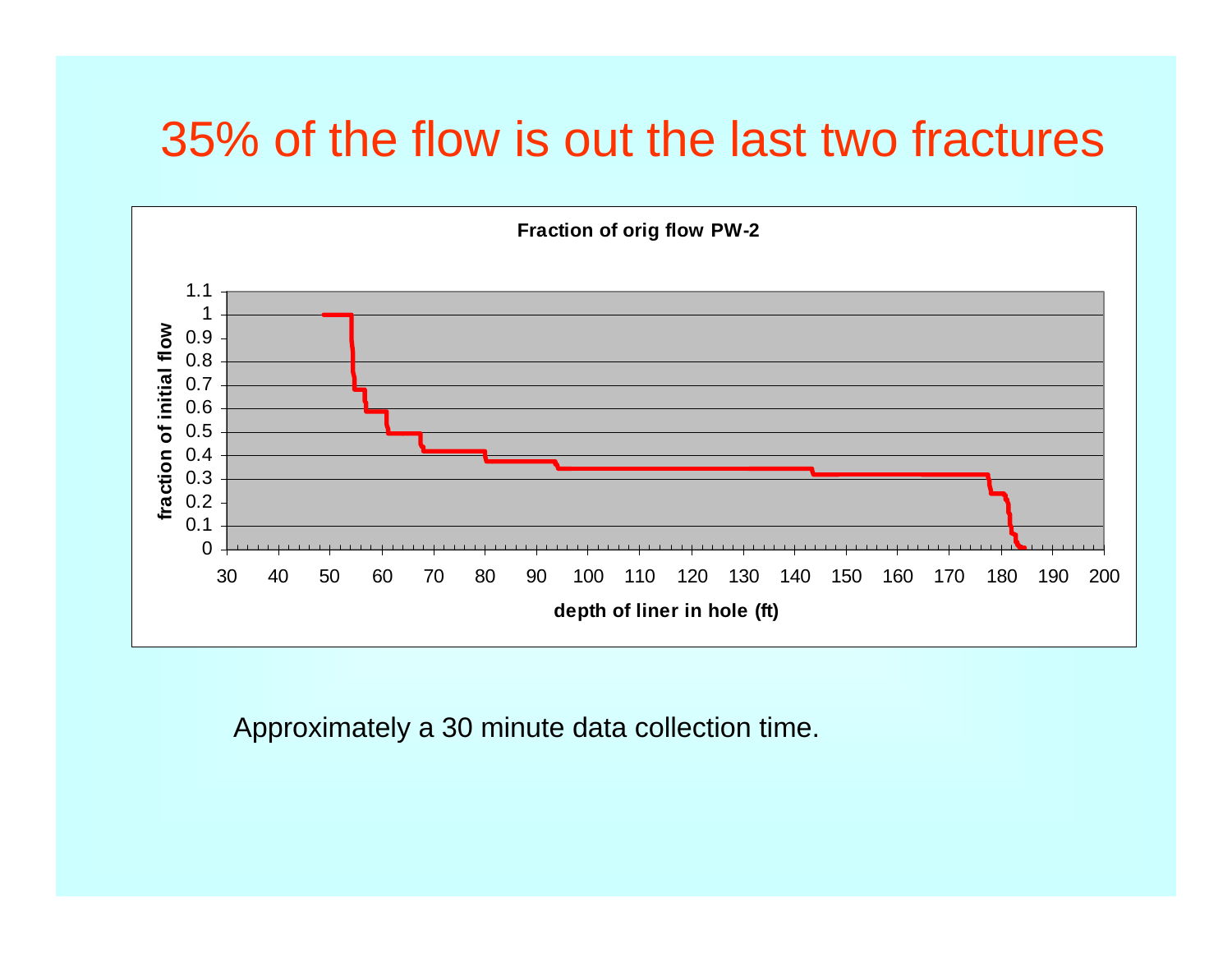# 35% of the flow is out the last two fractures

**Fraction of orig flow PW-2**

(Chart: y-axis "fraction of initial flow" from 0 to 1.1; x-axis "depth of liner in hole (ft)" from 30 to 200)

Approximately a 30 minute data collection time.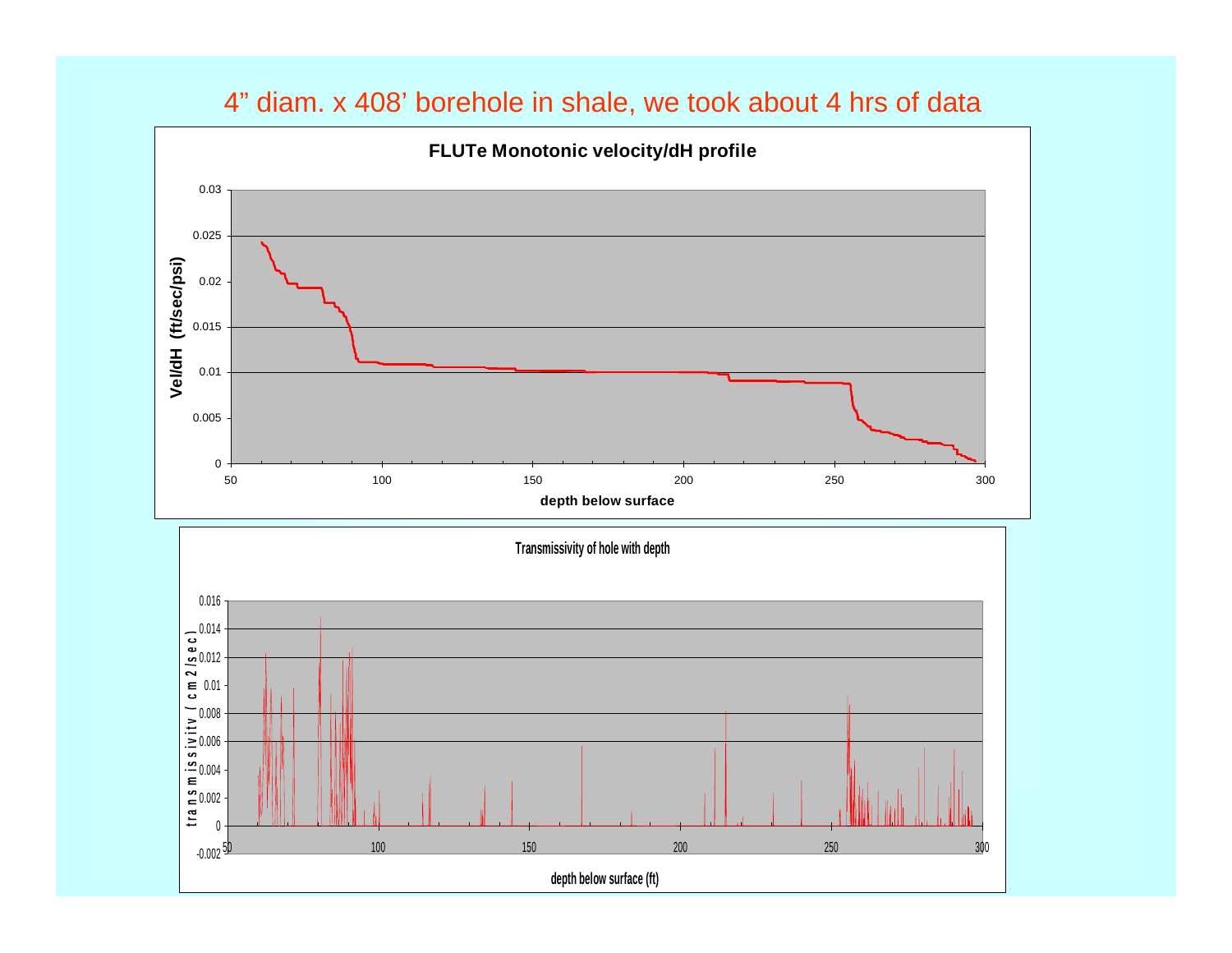# 4" diam. x 408' borehole in shale, we took about 4 hrs of data

**FLUTe Monotonic velocity/dH profile**

Vel/dH (ft/sec/psi)

0.03
0.025
0.02
0.015
0.01
0.005
0

50 100 150 200 250 300

depth below surface

**Transmissivity of hole with depth**

transmissivity (cm2/sec)

0.016
0.014
0.012
0.01
0.008
0.006
0.004
0.002
0
-0.002

50 100 150 200 250 300

depth below surface (ft)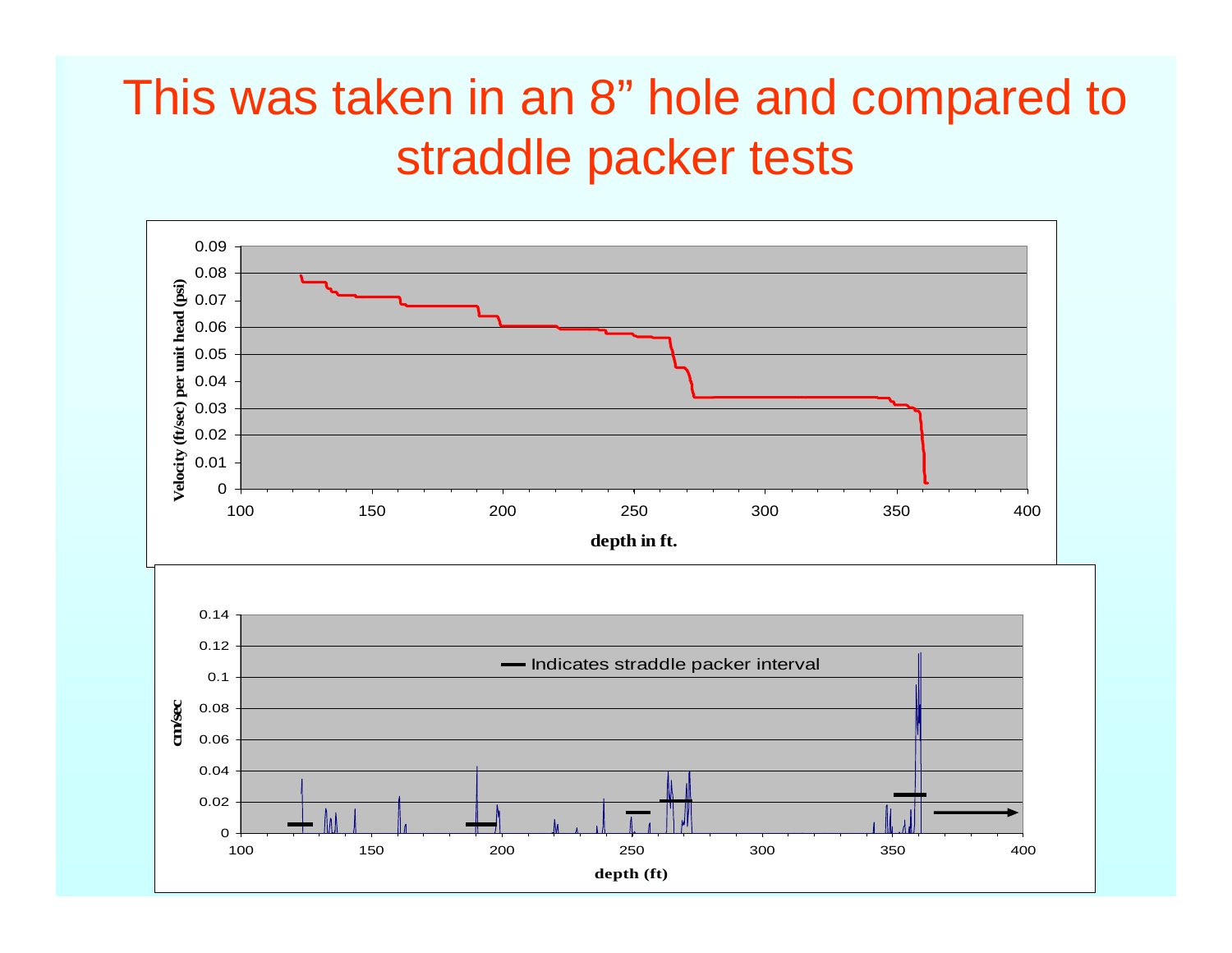# This was taken in an 8” hole and compared to straddle packer tests

Velocity (ft/sec) per unit head (psi)

depth in ft.

Indicates straddle packer interval

cm/sec

depth (ft)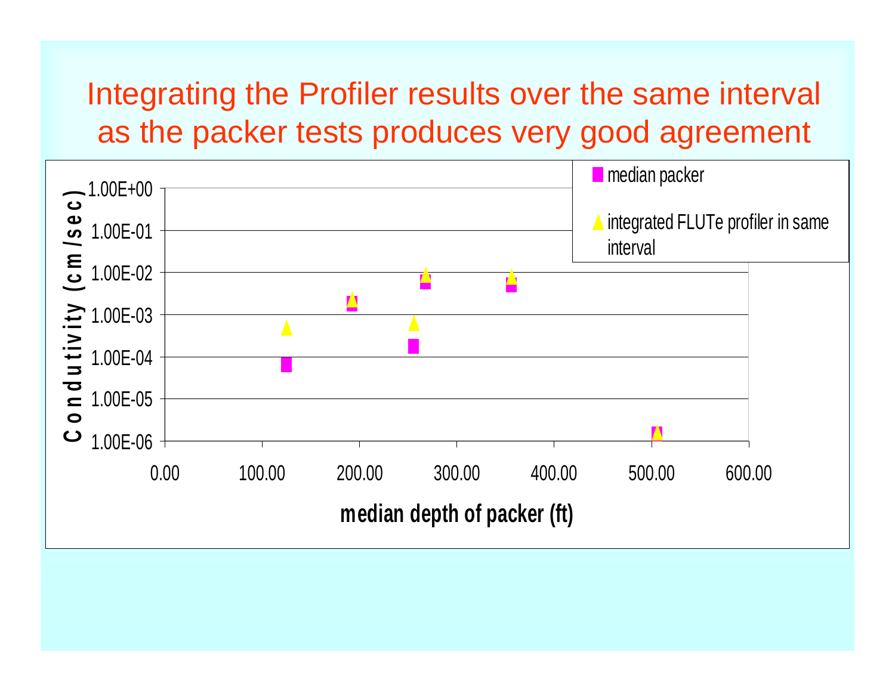# Integrating the Profiler results over the same interval as the packer tests produces very good agreement

Condutivity (cm/sec)

1.00E+00
1.00E-01
1.00E-02
1.00E-03
1.00E-04
1.00E-05
1.00E-06

0.00 100.00 200.00 300.00 400.00 500.00 600.00

median depth of packer (ft)

- median packer
- integrated FLUTe profiler in same interval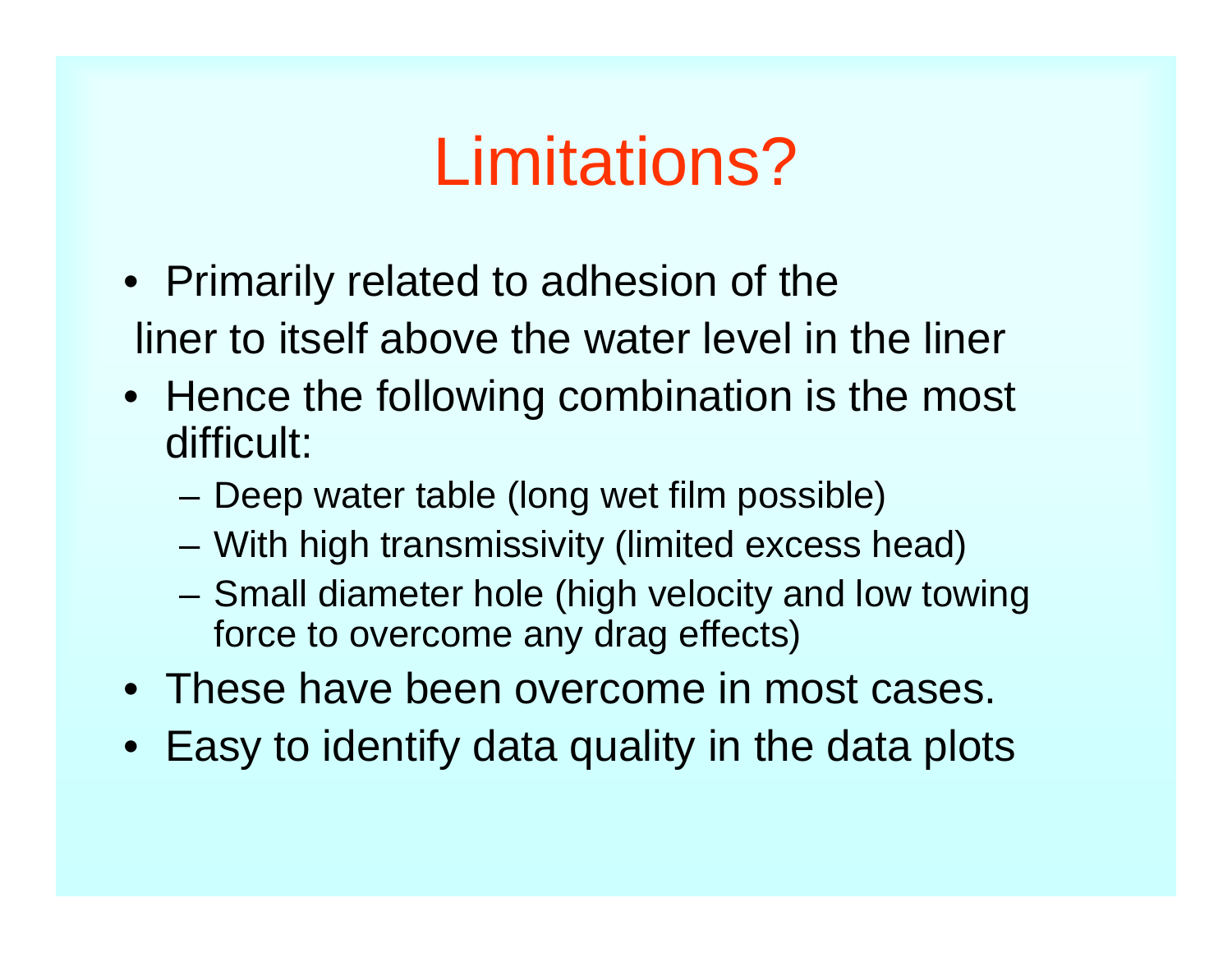# Limitations?

- Primarily related to adhesion of the liner to itself above the water level in the liner
- Hence the following combination is the most difficult:
  - Deep water table (long wet film possible)
  - With high transmissivity (limited excess head)
  - Small diameter hole (high velocity and low towing force to overcome any drag effects)
- These have been overcome in most cases.
- Easy to identify data quality in the data plots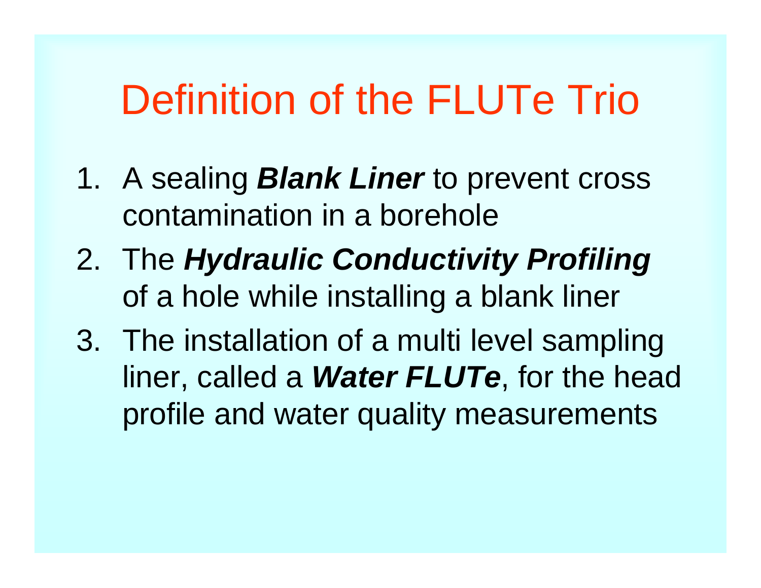# Definition of the FLUTe Trio

1. A sealing ***Blank Liner*** to prevent cross contamination in a borehole
2. The ***Hydraulic Conductivity Profiling*** of a hole while installing a blank liner
3. The installation of a multi level sampling liner, called a ***Water FLUTe***, for the head profile and water quality measurements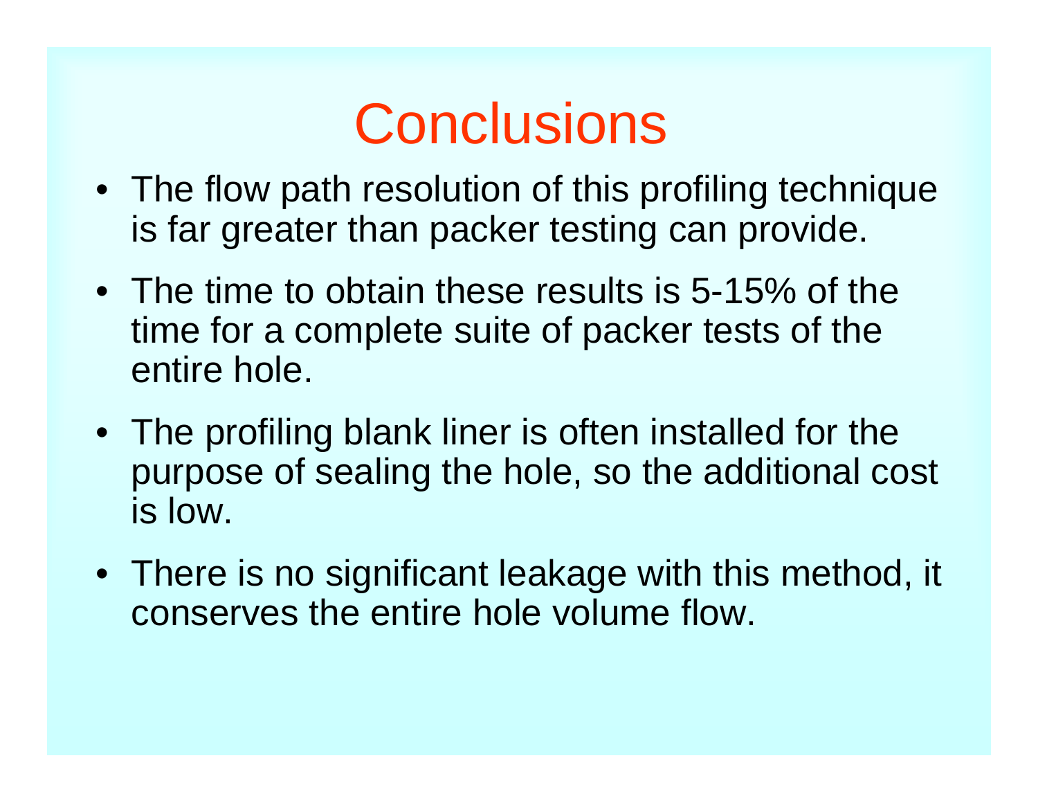# Conclusions

- The flow path resolution of this profiling technique is far greater than packer testing can provide.
- The time to obtain these results is 5-15% of the time for a complete suite of packer tests of the entire hole.
- The profiling blank liner is often installed for the purpose of sealing the hole, so the additional cost is low.
- There is no significant leakage with this method, it conserves the entire hole volume flow.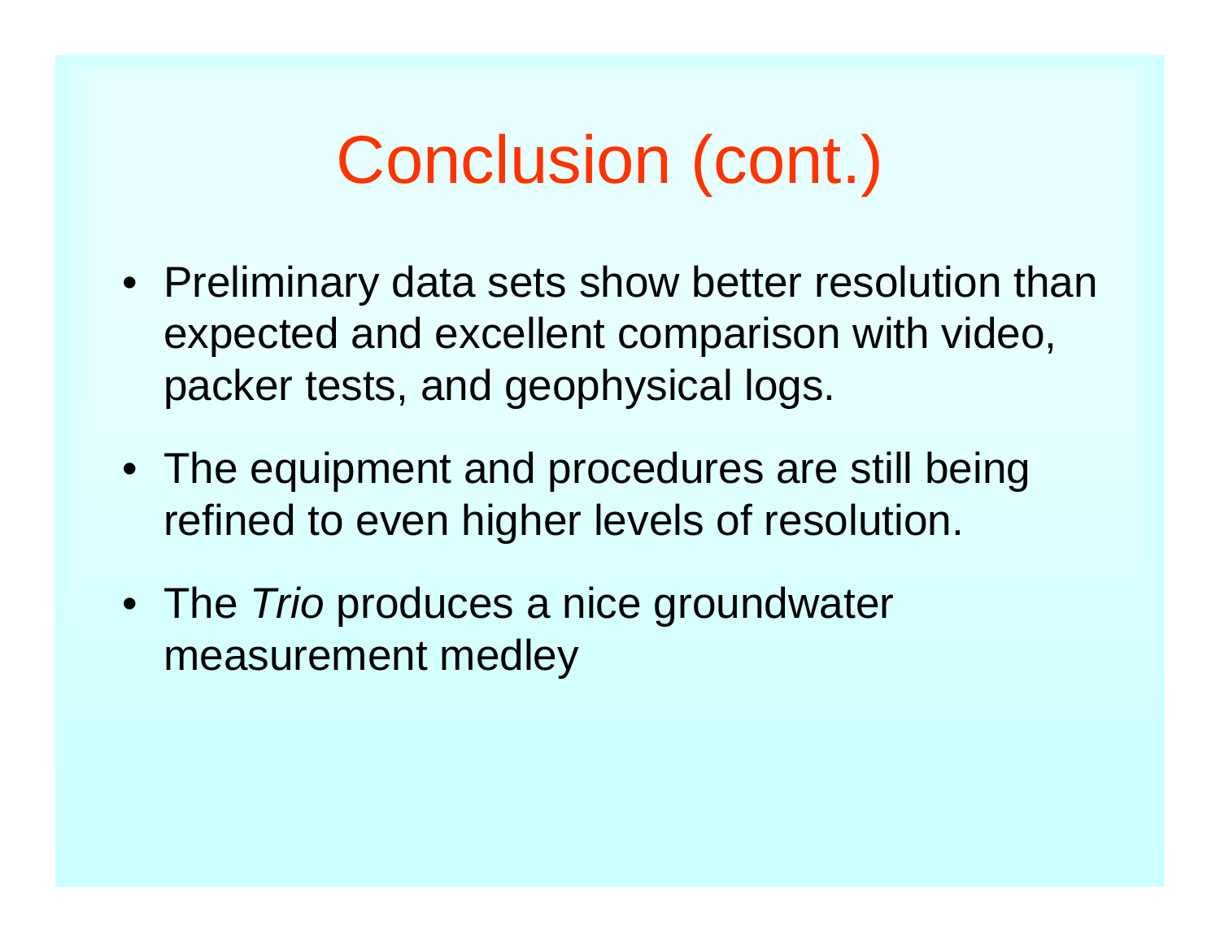# Conclusion (cont.)

- Preliminary data sets show better resolution than expected and excellent comparison with video, packer tests, and geophysical logs.
- The equipment and procedures are still being refined to even higher levels of resolution.
- The *Trio* produces a nice groundwater measurement medley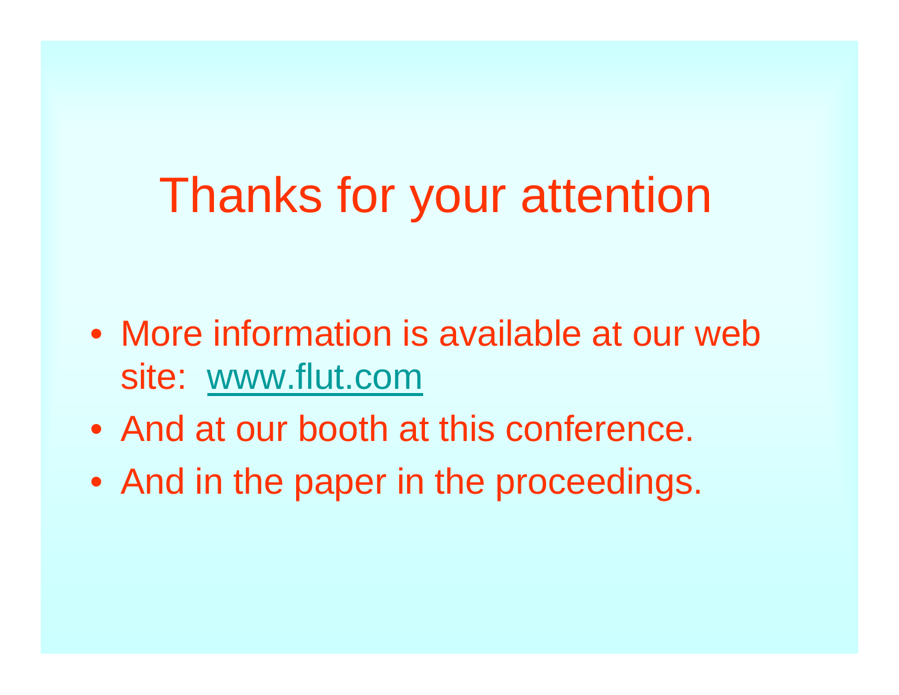# Thanks for your attention

- More information is available at our web site: www.flut.com
- And at our booth at this conference.
- And in the paper in the proceedings.